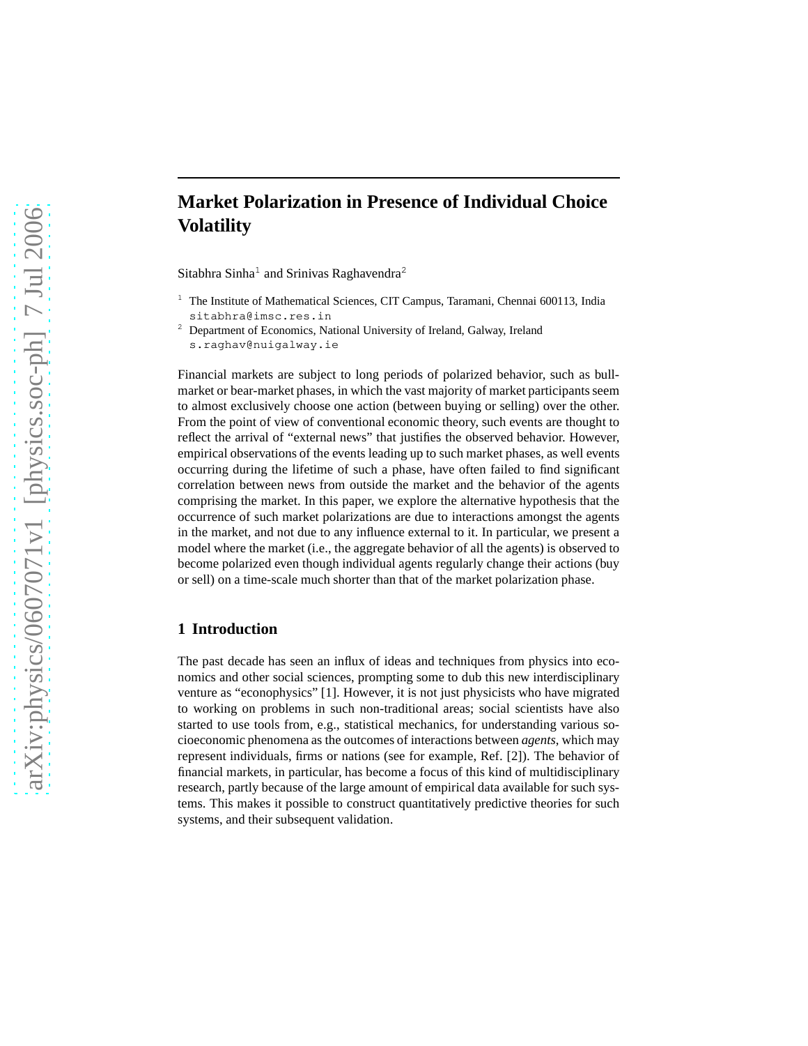# Market Polarization in Presence of Individual Choice Volatility

Sitabhra Sinha[1] and Srinivas Raghavendra[2]

[1] The Institute of Mathematical Sciences, CIT Campus, Taramani, Chennai 600113, India
sitabhra@imsc.res.in

[2] Department of Economics, National University of Ireland, Galway, Ireland
s.raghav@nuigalway.ie

Financial markets are subject to long periods of polarized behavior, such as bull-market or bear-market phases, in which the vast majority of market participants seem to almost exclusively choose one action (between buying or selling) over the other. From the point of view of conventional economic theory, such events are thought to reflect the arrival of "external news" that justifies the observed behavior. However, empirical observations of the events leading up to such market phases, as well events occurring during the lifetime of such a phase, have often failed to find significant correlation between news from outside the market and the behavior of the agents comprising the market. In this paper, we explore the alternative hypothesis that the occurrence of such market polarizations are due to interactions amongst the agents in the market, and not due to any influence external to it. In particular, we present a model where the market (i.e., the aggregate behavior of all the agents) is observed to become polarized even though individual agents regularly change their actions (buy or sell) on a time-scale much shorter than that of the market polarization phase.

## 1 Introduction

The past decade has seen an influx of ideas and techniques from physics into economics and other social sciences, prompting some to dub this new interdisciplinary venture as "econophysics" [1]. However, it is not just physicists who have migrated to working on problems in such non-traditional areas; social scientists have also started to use tools from, e.g., statistical mechanics, for understanding various socioeconomic phenomena as the outcomes of interactions between *agents*, which may represent individuals, firms or nations (see for example, Ref. [2]). The behavior of financial markets, in particular, has become a focus of this kind of multidisciplinary research, partly because of the large amount of empirical data available for such systems. This makes it possible to construct quantitatively predictive theories for such systems, and their subsequent validation.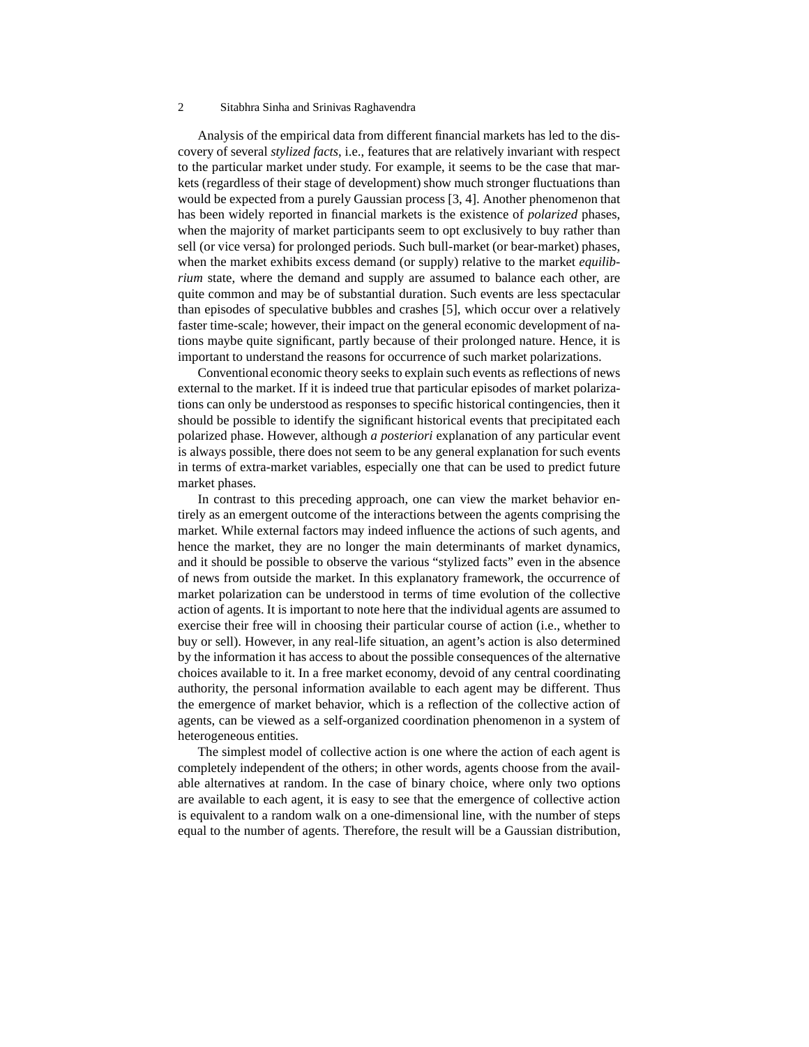Analysis of the empirical data from different financial markets has led to the discovery of several *stylized facts*, i.e., features that are relatively invariant with respect to the particular market under study. For example, it seems to be the case that markets (regardless of their stage of development) show much stronger fluctuations than would be expected from a purely Gaussian process [3, 4]. Another phenomenon that has been widely reported in financial markets is the existence of *polarized* phases, when the majority of market participants seem to opt exclusively to buy rather than sell (or vice versa) for prolonged periods. Such bull-market (or bear-market) phases, when the market exhibits excess demand (or supply) relative to the market *equilibrium* state, where the demand and supply are assumed to balance each other, are quite common and may be of substantial duration. Such events are less spectacular than episodes of speculative bubbles and crashes [5], which occur over a relatively faster time-scale; however, their impact on the general economic development of nations maybe quite significant, partly because of their prolonged nature. Hence, it is important to understand the reasons for occurrence of such market polarizations.

Conventional economic theory seeks to explain such events as reflections of news external to the market. If it is indeed true that particular episodes of market polarizations can only be understood as responses to specific historical contingencies, then it should be possible to identify the significant historical events that precipitated each polarized phase. However, although *a posteriori* explanation of any particular event is always possible, there does not seem to be any general explanation for such events in terms of extra-market variables, especially one that can be used to predict future market phases.

In contrast to this preceding approach, one can view the market behavior entirely as an emergent outcome of the interactions between the agents comprising the market. While external factors may indeed influence the actions of such agents, and hence the market, they are no longer the main determinants of market dynamics, and it should be possible to observe the various "stylized facts" even in the absence of news from outside the market. In this explanatory framework, the occurrence of market polarization can be understood in terms of time evolution of the collective action of agents. It is important to note here that the individual agents are assumed to exercise their free will in choosing their particular course of action (i.e., whether to buy or sell). However, in any real-life situation, an agent's action is also determined by the information it has access to about the possible consequences of the alternative choices available to it. In a free market economy, devoid of any central coordinating authority, the personal information available to each agent may be different. Thus the emergence of market behavior, which is a reflection of the collective action of agents, can be viewed as a self-organized coordination phenomenon in a system of heterogeneous entities.

The simplest model of collective action is one where the action of each agent is completely independent of the others; in other words, agents choose from the available alternatives at random. In the case of binary choice, where only two options are available to each agent, it is easy to see that the emergence of collective action is equivalent to a random walk on a one-dimensional line, with the number of steps equal to the number of agents. Therefore, the result will be a Gaussian distribution,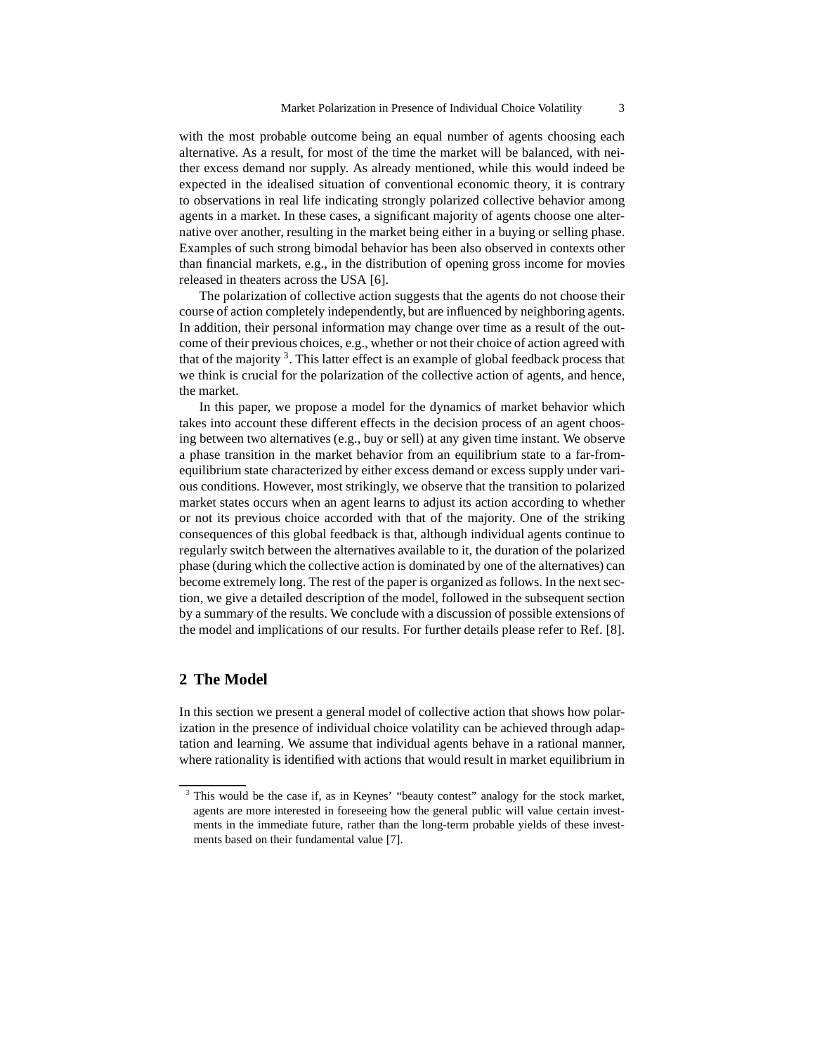with the most probable outcome being an equal number of agents choosing each alternative. As a result, for most of the time the market will be balanced, with neither excess demand nor supply. As already mentioned, while this would indeed be expected in the idealised situation of conventional economic theory, it is contrary to observations in real life indicating strongly polarized collective behavior among agents in a market. In these cases, a significant majority of agents choose one alternative over another, resulting in the market being either in a buying or selling phase. Examples of such strong bimodal behavior has been also observed in contexts other than financial markets, e.g., in the distribution of opening gross income for movies released in theaters across the USA [6].

The polarization of collective action suggests that the agents do not choose their course of action completely independently, but are influenced by neighboring agents. In addition, their personal information may change over time as a result of the outcome of their previous choices, e.g., whether or not their choice of action agreed with that of the majority [3]. This latter effect is an example of global feedback process that we think is crucial for the polarization of the collective action of agents, and hence, the market.

In this paper, we propose a model for the dynamics of market behavior which takes into account these different effects in the decision process of an agent choosing between two alternatives (e.g., buy or sell) at any given time instant. We observe a phase transition in the market behavior from an equilibrium state to a far-from-equilibrium state characterized by either excess demand or excess supply under various conditions. However, most strikingly, we observe that the transition to polarized market states occurs when an agent learns to adjust its action according to whether or not its previous choice accorded with that of the majority. One of the striking consequences of this global feedback is that, although individual agents continue to regularly switch between the alternatives available to it, the duration of the polarized phase (during which the collective action is dominated by one of the alternatives) can become extremely long. The rest of the paper is organized as follows. In the next section, we give a detailed description of the model, followed in the subsequent section by a summary of the results. We conclude with a discussion of possible extensions of the model and implications of our results. For further details please refer to Ref. [8].

## 2 The Model

In this section we present a general model of collective action that shows how polarization in the presence of individual choice volatility can be achieved through adaptation and learning. We assume that individual agents behave in a rational manner, where rationality is identified with actions that would result in market equilibrium in

[3] This would be the case if, as in Keynes' "beauty contest" analogy for the stock market, agents are more interested in foreseeing how the general public will value certain investments in the immediate future, rather than the long-term probable yields of these investments based on their fundamental value [7].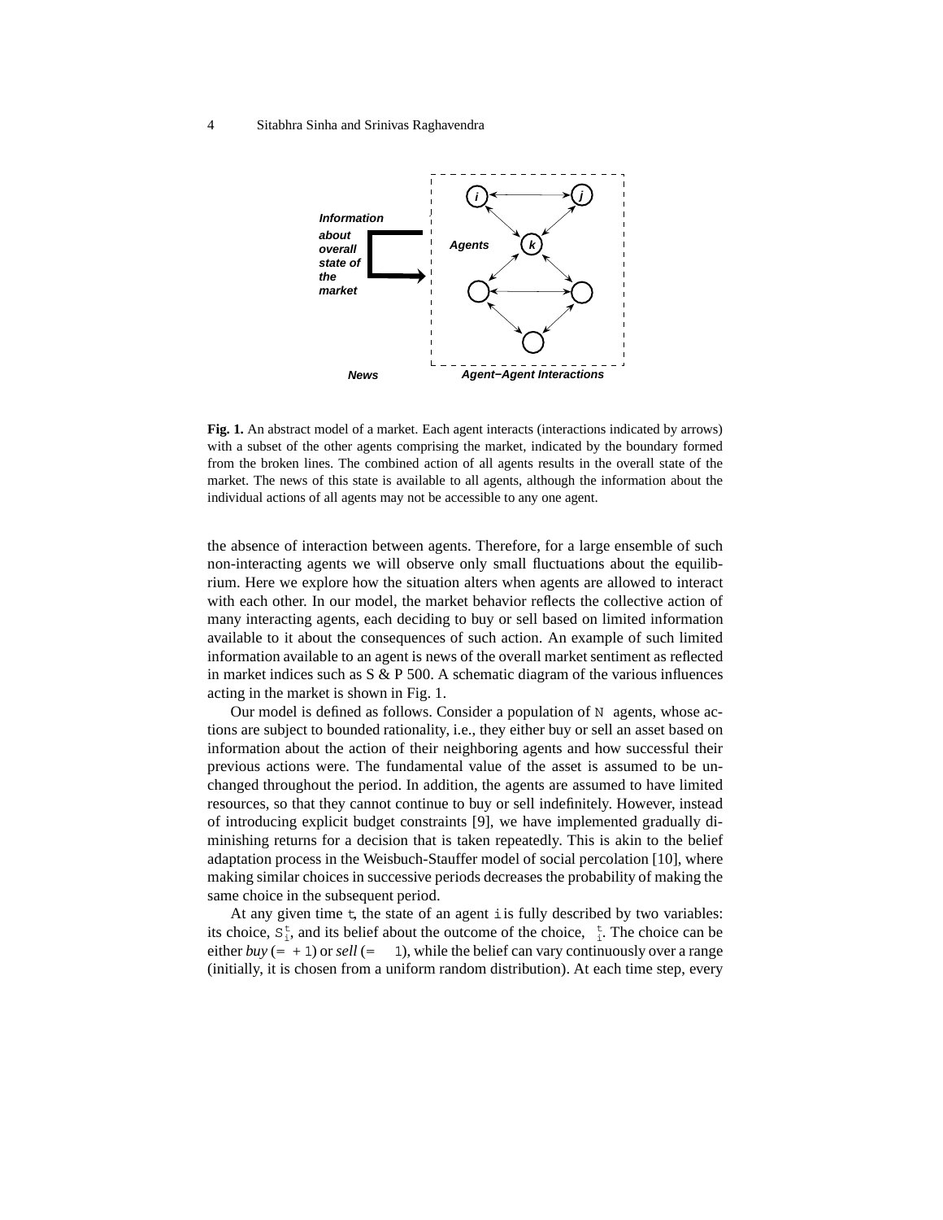Information about overall state of the market

News

Agents

Agent−Agent Interactions

i

j

k

**Fig. 1.** An abstract model of a market. Each agent interacts (interactions indicated by arrows) with a subset of the other agents comprising the market, indicated by the boundary formed from the broken lines. The combined action of all agents results in the overall state of the market. The news of this state is available to all agents, although the information about the individual actions of all agents may not be accessible to any one agent.

the absence of interaction between agents. Therefore, for a large ensemble of such non-interacting agents we will observe only small fluctuations about the equilibrium. Here we explore how the situation alters when agents are allowed to interact with each other. In our model, the market behavior reflects the collective action of many interacting agents, each deciding to buy or sell based on limited information available to it about the consequences of such action. An example of such limited information available to an agent is news of the overall market sentiment as reflected in market indices such as S & P 500. A schematic diagram of the various influences acting in the market is shown in Fig. 1.

Our model is defined as follows. Consider a population of $N$ agents, whose actions are subject to bounded rationality, i.e., they either buy or sell an asset based on information about the action of their neighboring agents and how successful their previous actions were. The fundamental value of the asset is assumed to be unchanged throughout the period. In addition, the agents are assumed to have limited resources, so that they cannot continue to buy or sell indefinitely. However, instead of introducing explicit budget constraints [9], we have implemented gradually diminishing returns for a decision that is taken repeatedly. This is akin to the belief adaptation process in the Weisbuch-Stauffer model of social percolation [10], where making similar choices in successive periods decreases the probability of making the same choice in the subsequent period.

At any given time $t$, the state of an agent $i$ is fully described by two variables: its choice, $S_i^t$, and its belief about the outcome of the choice, $\theta_i^t$. The choice can be either *buy* ($= +1$) or *sell* ($= -1$), while the belief can vary continuously over a range (initially, it is chosen from a uniform random distribution). At each time step, every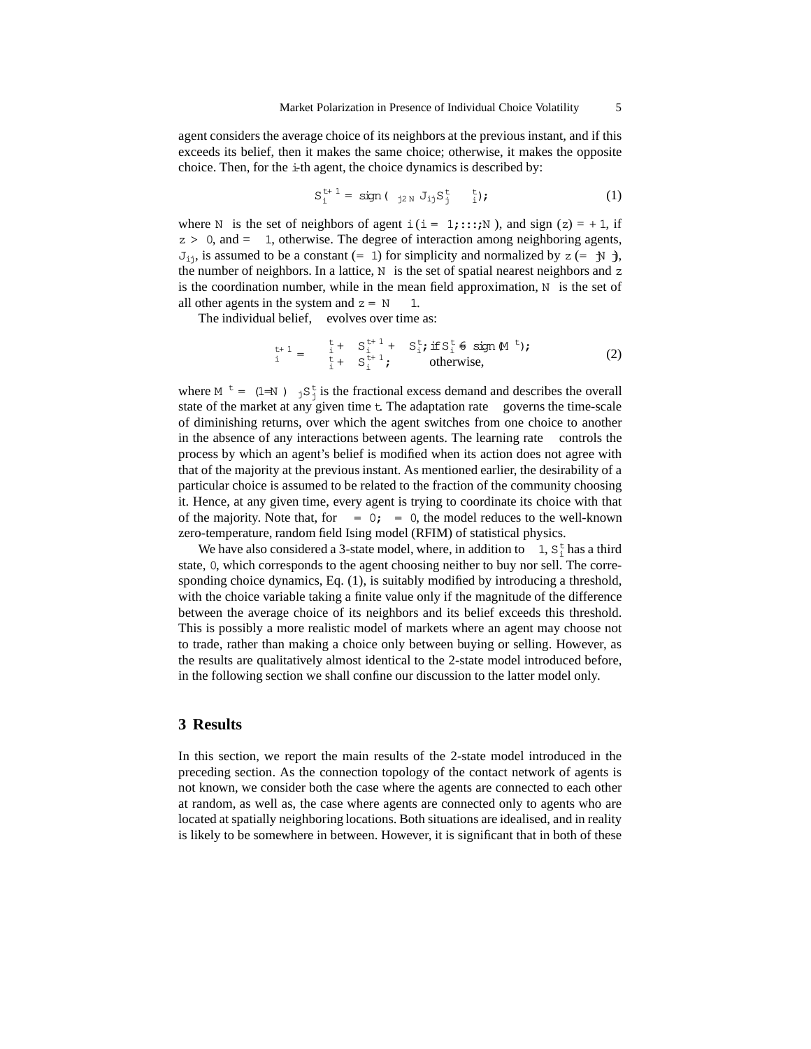agent considers the average choice of its neighbors at the previous instant, and if this exceeds its belief, then it makes the same choice; otherwise, it makes the opposite choice. Then, for the $i$-th agent, the choice dynamics is described by:

$$S_i^{t+1} = \text{sign}(\Sigma_{j \in N} J_{ij} S_j^t - \theta_i^t), \tag{1}$$

where $N$ is the set of neighbors of agent $i$ ($i = 1,\ldots,N$), and sign $(z) = +1$, if $z > 0$, and $= -1$, otherwise. The degree of interaction among neighboring agents, $J_{ij}$, is assumed to be a constant ($= 1$) for simplicity and normalized by $z$ ($= |N|$), the number of neighbors. In a lattice, $N$ is the set of spatial nearest neighbors and $z$ is the coordination number, while in the mean field approximation, $N$ is the set of all other agents in the system and $z = N - 1$.

The individual belief, $\theta$ evolves over time as:

$$\theta_i^{t+1} = \begin{cases} \theta_i^t + \mu S_i^{t+1} + \lambda S_i^t, & \text{if } S_i^t \neq \text{sign}(M^t), \\ \theta_i^t + \mu S_i^{t+1}, & \text{otherwise,} \end{cases} \tag{2}$$

where $M^t = (1/N)\Sigma_j S_j^t$ is the fractional excess demand and describes the overall state of the market at any given time $t$. The adaptation rate $\mu$ governs the time-scale of diminishing returns, over which the agent switches from one choice to another in the absence of any interactions between agents. The learning rate $\lambda$ controls the process by which an agent's belief is modified when its action does not agree with that of the majority at the previous instant. As mentioned earlier, the desirability of a particular choice is assumed to be related to the fraction of the community choosing it. Hence, at any given time, every agent is trying to coordinate its choice with that of the majority. Note that, for $\mu = 0, \lambda = 0$, the model reduces to the well-known zero-temperature, random field Ising model (RFIM) of statistical physics.

We have also considered a 3-state model, where, in addition to $\pm 1$, $S_i^t$ has a third state, $0$, which corresponds to the agent choosing neither to buy nor sell. The corresponding choice dynamics, Eq. (1), is suitably modified by introducing a threshold, with the choice variable taking a finite value only if the magnitude of the difference between the average choice of its neighbors and its belief exceeds this threshold. This is possibly a more realistic model of markets where an agent may choose not to trade, rather than making a choice only between buying or selling. However, as the results are qualitatively almost identical to the 2-state model introduced before, in the following section we shall confine our discussion to the latter model only.

## 3 Results

In this section, we report the main results of the 2-state model introduced in the preceding section. As the connection topology of the contact network of agents is not known, we consider both the case where the agents are connected to each other at random, as well as, the case where agents are connected only to agents who are located at spatially neighboring locations. Both situations are idealised, and in reality is likely to be somewhere in between. However, it is significant that in both of these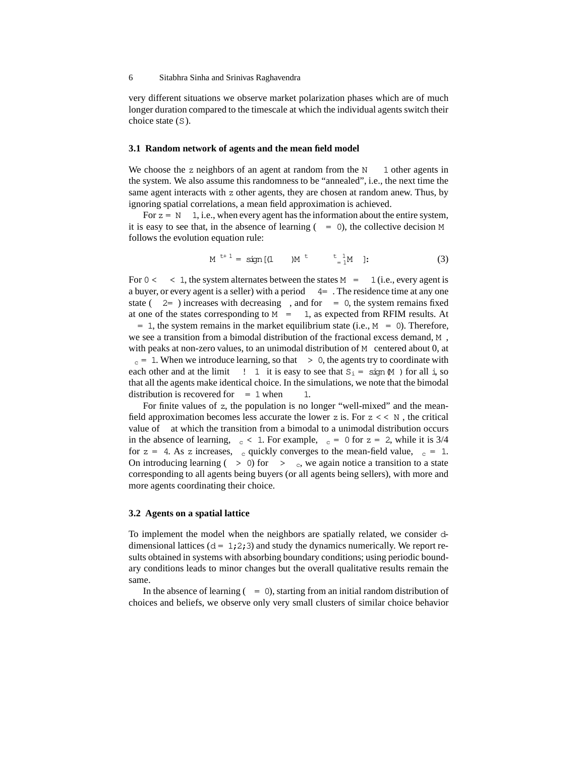very different situations we observe market polarization phases which are of much longer duration compared to the timescale at which the individual agents switch their choice state ($S$).

### 3.1 Random network of agents and the mean field model

We choose the $z$ neighbors of an agent at random from the $N - 1$ other agents in the system. We also assume this randomness to be "annealed", i.e., the next time the same agent interacts with $z$ other agents, they are chosen at random anew. Thus, by ignoring spatial correlations, a mean field approximation is achieved.

For $z = N - 1$, i.e., when every agent has the information about the entire system, it is easy to see that, in the absence of learning ($\lambda = 0$), the collective decision $M$ follows the evolution equation rule:

$$M^{t+1} = \mathrm{sign}\,[(1 - \mu)M^t - \mu \Sigma_{\tau=1}^{t-1} M^\tau]. \tag{3}$$

For $0 < \mu < 1$, the system alternates between the states $M = \pm 1$ (i.e., every agent is a buyer, or every agent is a seller) with a period $\sim 4/\mu$. The residence time at any one state ($\sim 2/\mu$) increases with decreasing $\mu$, and for $\mu = 0$, the system remains fixed at one of the states corresponding to $M = \pm 1$, as expected from RFIM results. At $\mu = 1$, the system remains in the market equilibrium state (i.e., $M = 0$). Therefore, we see a transition from a bimodal distribution of the fractional excess demand, $M$, with peaks at non-zero values, to an unimodal distribution of $M$ centered about 0, at $\mu_c = 1$. When we introduce learning, so that $\lambda > 0$, the agents try to coordinate with each other and at the limit $\lambda \to \infty$ it is easy to see that $S_i = \mathrm{sign}(M)$ for all $i$, so that all the agents make identical choice. In the simulations, we note that the bimodal distribution is recovered for $\mu = 1$ when $\lambda \geq 1$.

For finite values of $z$, the population is no longer "well-mixed" and the mean-field approximation becomes less accurate the lower $z$ is. For $z << N$, the critical value of $\mu$ at which the transition from a bimodal to a unimodal distribution occurs in the absence of learning, $\mu_c < 1$. For example, $\mu_c = 0$ for $z = 2$, while it is 3/4 for $z = 4$. As $z$ increases, $\mu_c$ quickly converges to the mean-field value, $\mu_c = 1$. On introducing learning ($\lambda > 0$) for $\mu > \mu_c$, we again notice a transition to a state corresponding to all agents being buyers (or all agents being sellers), with more and more agents coordinating their choice.

### 3.2 Agents on a spatial lattice

To implement the model when the neighbors are spatially related, we consider $d$-dimensional lattices ($d = 1, 2, 3$) and study the dynamics numerically. We report results obtained in systems with absorbing boundary conditions; using periodic boundary conditions leads to minor changes but the overall qualitative results remain the same.

In the absence of learning ($\lambda = 0$), starting from an initial random distribution of choices and beliefs, we observe only very small clusters of similar choice behavior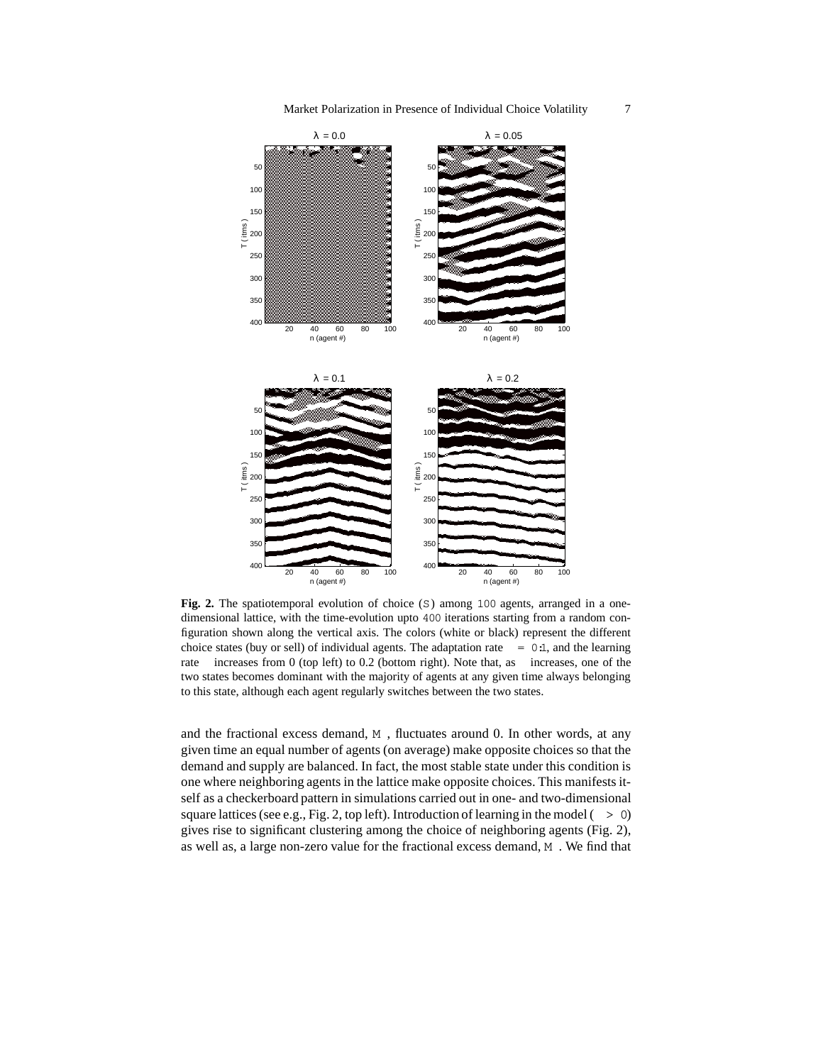**Fig. 2.** The spatiotemporal evolution of choice ($S$) among $100$ agents, arranged in a one-dimensional lattice, with the time-evolution upto $400$ iterations starting from a random configuration shown along the vertical axis. The colors (white or black) represent the different choice states (buy or sell) of individual agents. The adaptation rate $\mu = 0.1$, and the learning rate $\lambda$ increases from 0 (top left) to 0.2 (bottom right). Note that, as $\lambda$ increases, one of the two states becomes dominant with the majority of agents at any given time always belonging to this state, although each agent regularly switches between the two states.

and the fractional excess demand, $M$, fluctuates around 0. In other words, at any given time an equal number of agents (on average) make opposite choices so that the demand and supply are balanced. In fact, the most stable state under this condition is one where neighboring agents in the lattice make opposite choices. This manifests itself as a checkerboard pattern in simulations carried out in one- and two-dimensional square lattices (see e.g., Fig. 2, top left). Introduction of learning in the model ($\lambda > 0$) gives rise to significant clustering among the choice of neighboring agents (Fig. 2), as well as, a large non-zero value for the fractional excess demand, $M$. We find that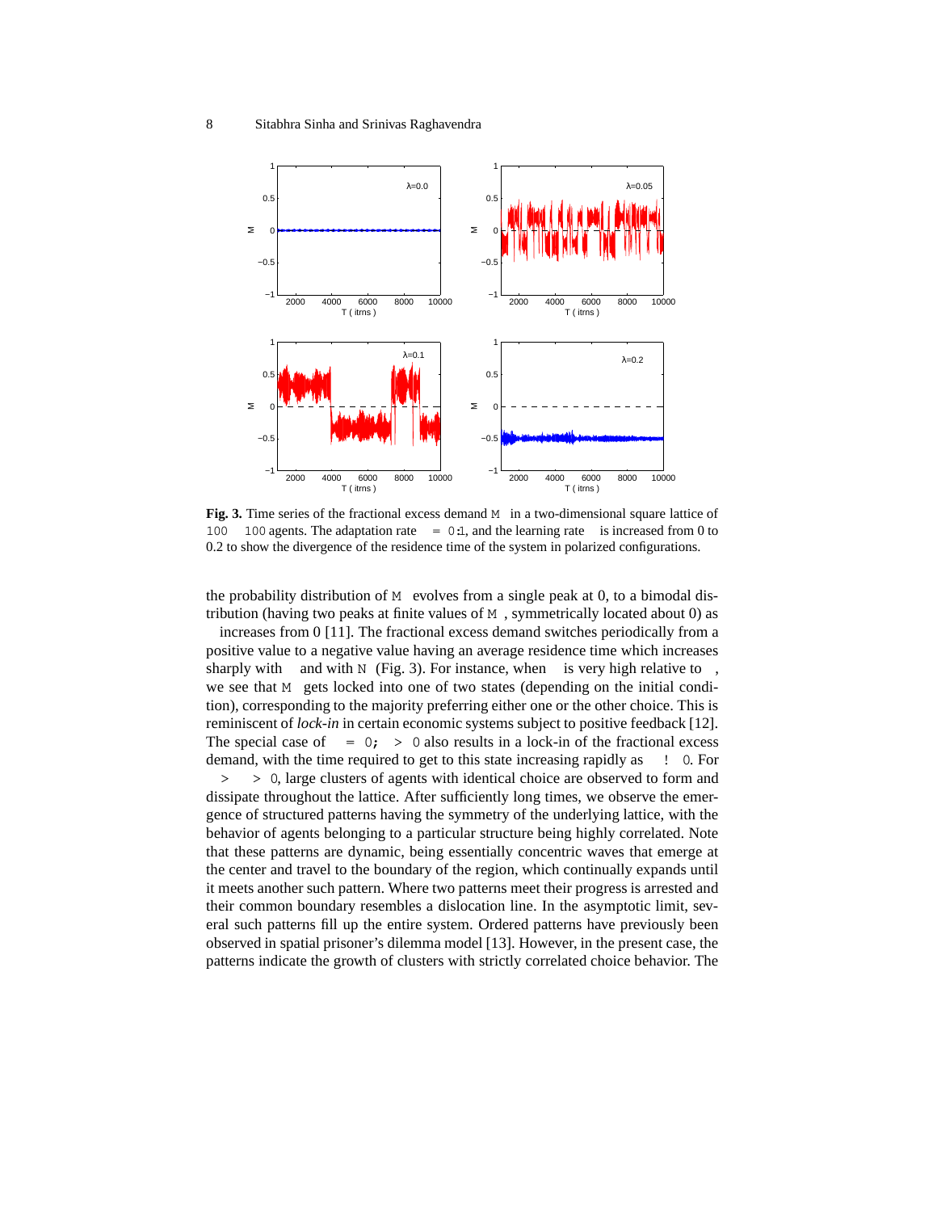**Fig. 3.** Time series of the fractional excess demand $M$ in a two-dimensional square lattice of $100 \times 100$ agents. The adaptation rate $\mu = 0.1$, and the learning rate $\lambda$ is increased from 0 to 0.2 to show the divergence of the residence time of the system in polarized configurations.

the probability distribution of $M$ evolves from a single peak at 0, to a bimodal distribution (having two peaks at finite values of $M$, symmetrically located about 0) as $\lambda$ increases from 0 [11]. The fractional excess demand switches periodically from a positive value to a negative value having an average residence time which increases sharply with $\lambda$ and with $N$ (Fig. 3). For instance, when $\lambda$ is very high relative to $\mu$, we see that $M$ gets locked into one of two states (depending on the initial condition), corresponding to the majority preferring either one or the other choice. This is reminiscent of *lock-in* in certain economic systems subject to positive feedback [12]. The special case of $\mu = 0, \lambda > 0$ also results in a lock-in of the fractional excess demand, with the time required to get to this state increasing rapidly as $\lambda \to 0$. For $\mu > \lambda > 0$, large clusters of agents with identical choice are observed to form and dissipate throughout the lattice. After sufficiently long times, we observe the emergence of structured patterns having the symmetry of the underlying lattice, with the behavior of agents belonging to a particular structure being highly correlated. Note that these patterns are dynamic, being essentially concentric waves that emerge at the center and travel to the boundary of the region, which continually expands until it meets another such pattern. Where two patterns meet their progress is arrested and their common boundary resembles a dislocation line. In the asymptotic limit, several such patterns fill up the entire system. Ordered patterns have previously been observed in spatial prisoner's dilemma model [13]. However, in the present case, the patterns indicate the growth of clusters with strictly correlated choice behavior. The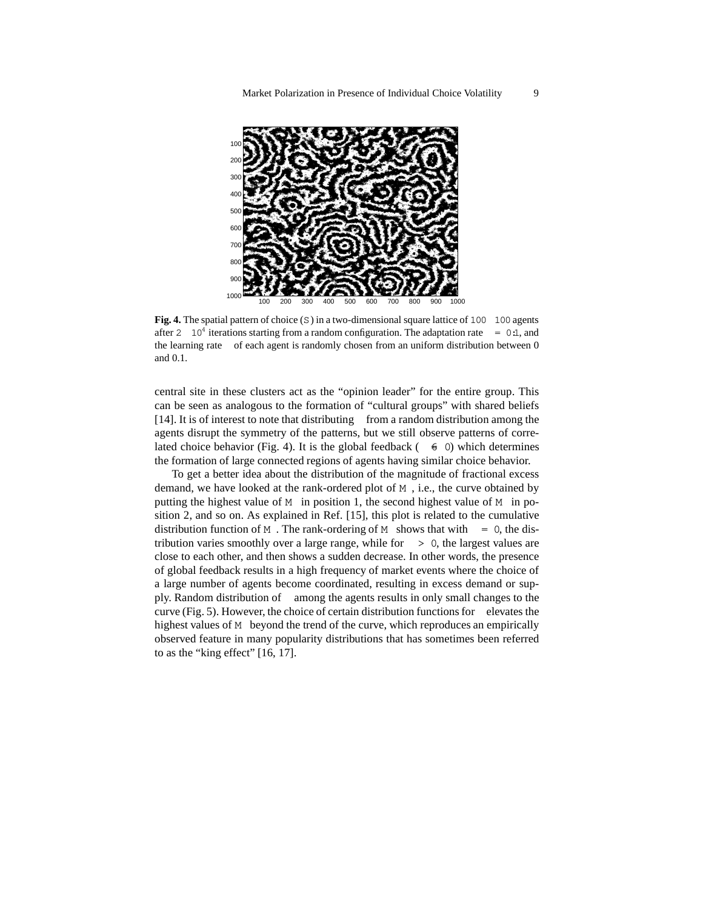**Fig. 4.** The spatial pattern of choice ($S$) in a two-dimensional square lattice of $100 \times 100$ agents after $2 \times 10^4$ iterations starting from a random configuration. The adaptation rate $\mu = 0.1$, and the learning rate $\lambda$ of each agent is randomly chosen from an uniform distribution between 0 and 0.1.

central site in these clusters act as the "opinion leader" for the entire group. This can be seen as analogous to the formation of "cultural groups" with shared beliefs [14]. It is of interest to note that distributing $\lambda$ from a random distribution among the agents disrupt the symmetry of the patterns, but we still observe patterns of correlated choice behavior (Fig. 4). It is the global feedback ($\mu \neq 0$) which determines the formation of large connected regions of agents having similar choice behavior.

To get a better idea about the distribution of the magnitude of fractional excess demand, we have looked at the rank-ordered plot of $M$, i.e., the curve obtained by putting the highest value of $M$ in position 1, the second highest value of $M$ in position 2, and so on. As explained in Ref. [15], this plot is related to the cumulative distribution function of $M$. The rank-ordering of $M$ shows that with $\mu = 0$, the distribution varies smoothly over a large range, while for $\mu > 0$, the largest values are close to each other, and then shows a sudden decrease. In other words, the presence of global feedback results in a high frequency of market events where the choice of a large number of agents become coordinated, resulting in excess demand or supply. Random distribution of $\lambda$ among the agents results in only small changes to the curve (Fig. 5). However, the choice of certain distribution functions for $\lambda$ elevates the highest values of $M$ beyond the trend of the curve, which reproduces an empirically observed feature in many popularity distributions that has sometimes been referred to as the "king effect" [16, 17].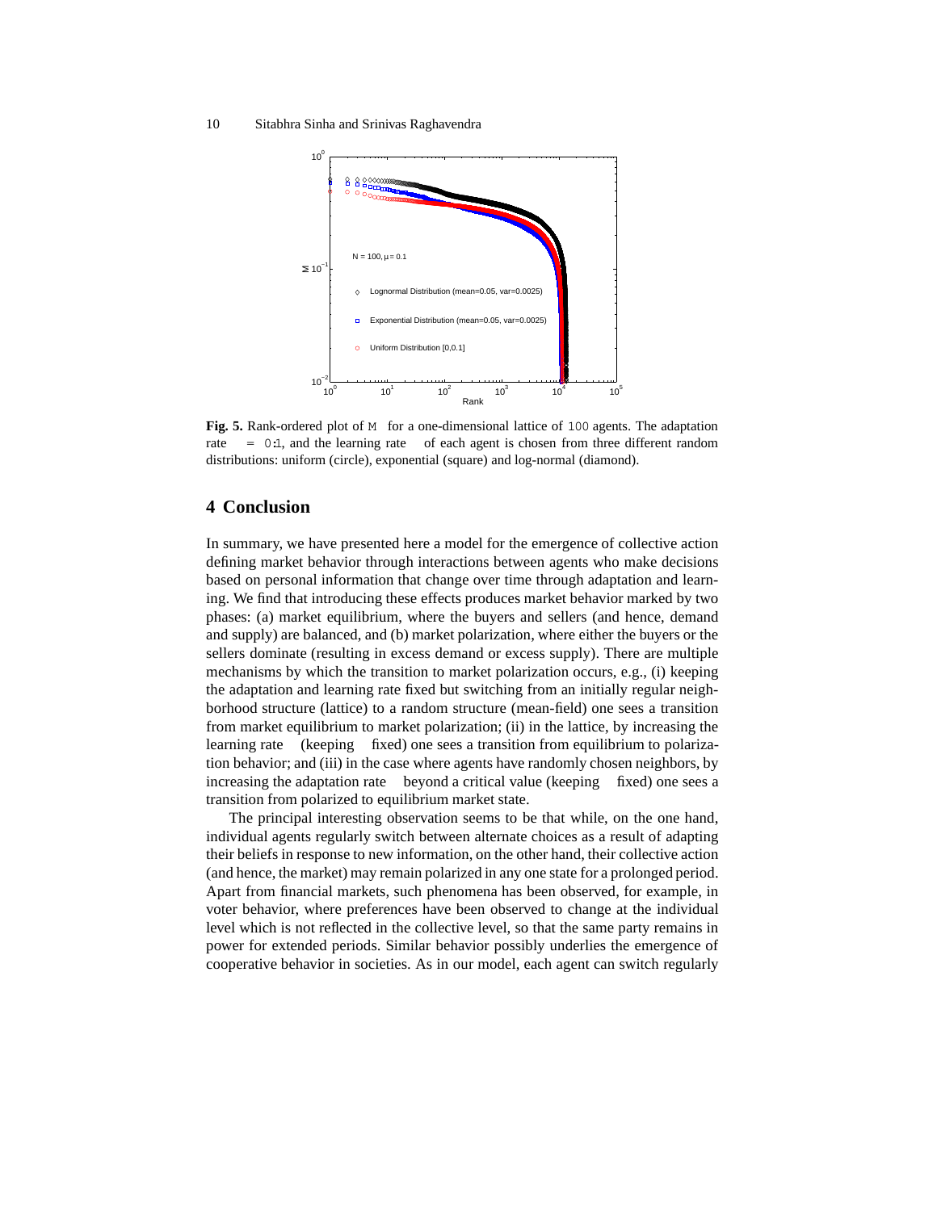**Fig. 5.** Rank-ordered plot of $M$ for a one-dimensional lattice of 100 agents. The adaptation rate $\mu = 0.1$, and the learning rate $\lambda$ of each agent is chosen from three different random distributions: uniform (circle), exponential (square) and log-normal (diamond).

## 4 Conclusion

In summary, we have presented here a model for the emergence of collective action defining market behavior through interactions between agents who make decisions based on personal information that change over time through adaptation and learning. We find that introducing these effects produces market behavior marked by two phases: (a) market equilibrium, where the buyers and sellers (and hence, demand and supply) are balanced, and (b) market polarization, where either the buyers or the sellers dominate (resulting in excess demand or excess supply). There are multiple mechanisms by which the transition to market polarization occurs, e.g., (i) keeping the adaptation and learning rate fixed but switching from an initially regular neighborhood structure (lattice) to a random structure (mean-field) one sees a transition from market equilibrium to market polarization; (ii) in the lattice, by increasing the learning rate $\lambda$ (keeping $\mu$ fixed) one sees a transition from equilibrium to polarization behavior; and (iii) in the case where agents have randomly chosen neighbors, by increasing the adaptation rate $\mu$ beyond a critical value (keeping $\lambda$ fixed) one sees a transition from polarized to equilibrium market state.

The principal interesting observation seems to be that while, on the one hand, individual agents regularly switch between alternate choices as a result of adapting their beliefs in response to new information, on the other hand, their collective action (and hence, the market) may remain polarized in any one state for a prolonged period. Apart from financial markets, such phenomena has been observed, for example, in voter behavior, where preferences have been observed to change at the individual level which is not reflected in the collective level, so that the same party remains in power for extended periods. Similar behavior possibly underlies the emergence of cooperative behavior in societies. As in our model, each agent can switch regularly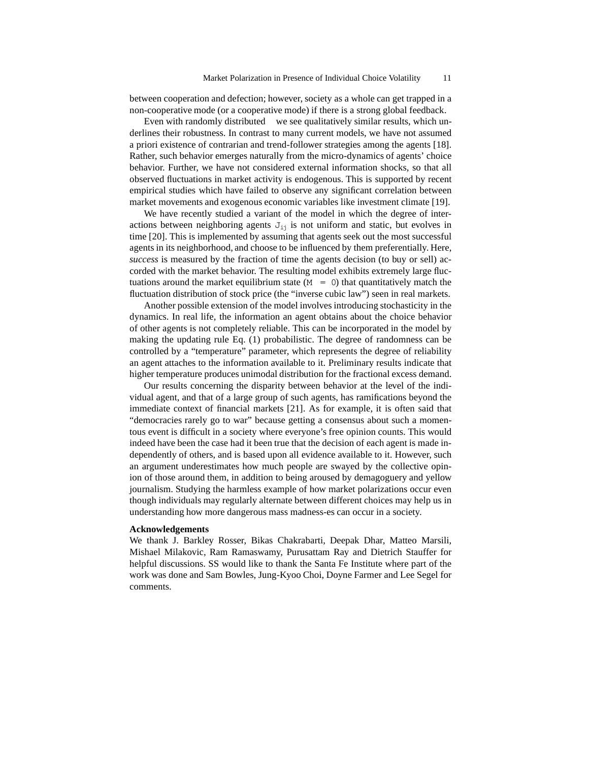between cooperation and defection; however, society as a whole can get trapped in a non-cooperative mode (or a cooperative mode) if there is a strong global feedback.

Even with randomly distributed  we see qualitatively similar results, which underlines their robustness. In contrast to many current models, we have not assumed a priori existence of contrarian and trend-follower strategies among the agents [18]. Rather, such behavior emerges naturally from the micro-dynamics of agents' choice behavior. Further, we have not considered external information shocks, so that all observed fluctuations in market activity is endogenous. This is supported by recent empirical studies which have failed to observe any significant correlation between market movements and exogenous economic variables like investment climate [19].

We have recently studied a variant of the model in which the degree of interactions between neighboring agents $J_{ij}$ is not uniform and static, but evolves in time [20]. This is implemented by assuming that agents seek out the most successful agents in its neighborhood, and choose to be influenced by them preferentially. Here, *success* is measured by the fraction of time the agents decision (to buy or sell) accorded with the market behavior. The resulting model exhibits extremely large fluctuations around the market equilibrium state ($M = 0$) that quantitatively match the fluctuation distribution of stock price (the "inverse cubic law") seen in real markets.

Another possible extension of the model involves introducing stochasticity in the dynamics. In real life, the information an agent obtains about the choice behavior of other agents is not completely reliable. This can be incorporated in the model by making the updating rule Eq. (1) probabilistic. The degree of randomness can be controlled by a "temperature" parameter, which represents the degree of reliability an agent attaches to the information available to it. Preliminary results indicate that higher temperature produces unimodal distribution for the fractional excess demand.

Our results concerning the disparity between behavior at the level of the individual agent, and that of a large group of such agents, has ramifications beyond the immediate context of financial markets [21]. As for example, it is often said that "democracies rarely go to war" because getting a consensus about such a momentous event is difficult in a society where everyone's free opinion counts. This would indeed have been the case had it been true that the decision of each agent is made independently of others, and is based upon all evidence available to it. However, such an argument underestimates how much people are swayed by the collective opinion of those around them, in addition to being aroused by demagoguery and yellow journalism. Studying the harmless example of how market polarizations occur even though individuals may regularly alternate between different choices may help us in understanding how more dangerous mass madness-es can occur in a society.

**Acknowledgements**

We thank J. Barkley Rosser, Bikas Chakrabarti, Deepak Dhar, Matteo Marsili, Mishael Milakovic, Ram Ramaswamy, Purusattam Ray and Dietrich Stauffer for helpful discussions. SS would like to thank the Santa Fe Institute where part of the work was done and Sam Bowles, Jung-Kyoo Choi, Doyne Farmer and Lee Segel for comments.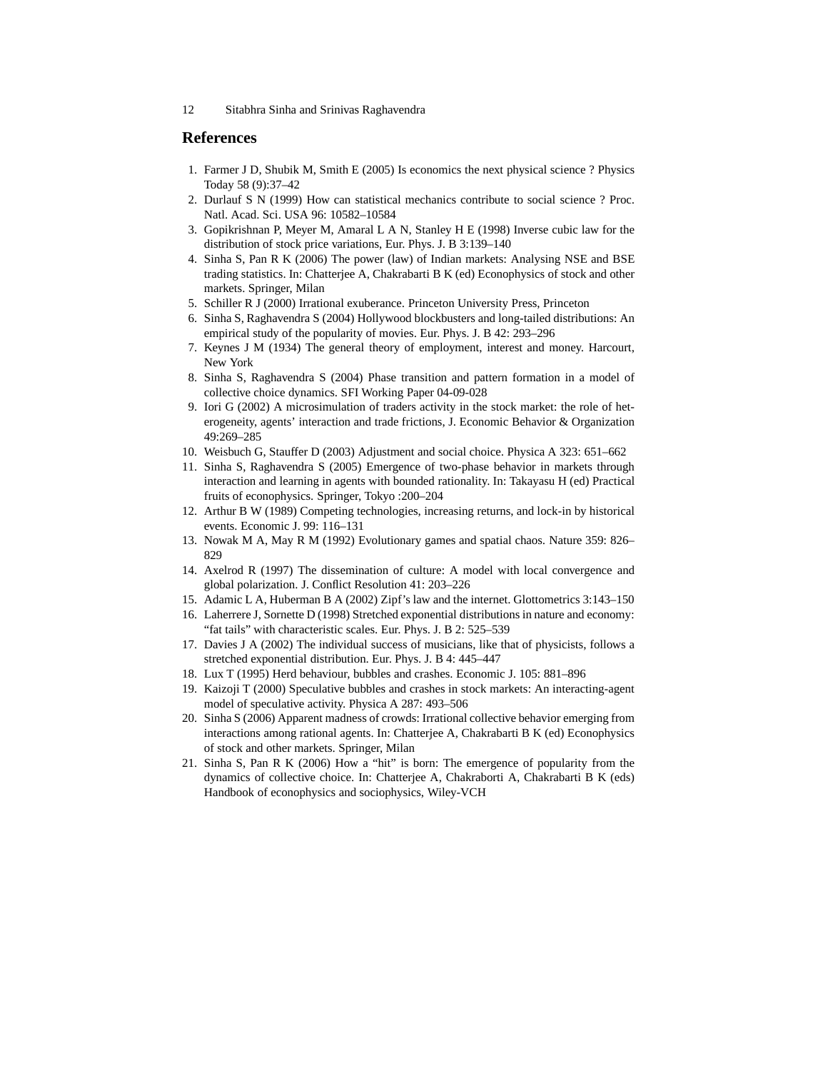## References

1. Farmer J D, Shubik M, Smith E (2005) Is economics the next physical science ? Physics Today 58 (9):37–42
2. Durlauf S N (1999) How can statistical mechanics contribute to social science ? Proc. Natl. Acad. Sci. USA 96: 10582–10584
3. Gopikrishnan P, Meyer M, Amaral L A N, Stanley H E (1998) Inverse cubic law for the distribution of stock price variations, Eur. Phys. J. B 3:139–140
4. Sinha S, Pan R K (2006) The power (law) of Indian markets: Analysing NSE and BSE trading statistics. In: Chatterjee A, Chakrabarti B K (ed) Econophysics of stock and other markets. Springer, Milan
5. Schiller R J (2000) Irrational exuberance. Princeton University Press, Princeton
6. Sinha S, Raghavendra S (2004) Hollywood blockbusters and long-tailed distributions: An empirical study of the popularity of movies. Eur. Phys. J. B 42: 293–296
7. Keynes J M (1934) The general theory of employment, interest and money. Harcourt, New York
8. Sinha S, Raghavendra S (2004) Phase transition and pattern formation in a model of collective choice dynamics. SFI Working Paper 04-09-028
9. Iori G (2002) A microsimulation of traders activity in the stock market: the role of heterogeneity, agents' interaction and trade frictions, J. Economic Behavior & Organization 49:269–285
10. Weisbuch G, Stauffer D (2003) Adjustment and social choice. Physica A 323: 651–662
11. Sinha S, Raghavendra S (2005) Emergence of two-phase behavior in markets through interaction and learning in agents with bounded rationality. In: Takayasu H (ed) Practical fruits of econophysics. Springer, Tokyo :200–204
12. Arthur B W (1989) Competing technologies, increasing returns, and lock-in by historical events. Economic J. 99: 116–131
13. Nowak M A, May R M (1992) Evolutionary games and spatial chaos. Nature 359: 826–829
14. Axelrod R (1997) The dissemination of culture: A model with local convergence and global polarization. J. Conflict Resolution 41: 203–226
15. Adamic L A, Huberman B A (2002) Zipf's law and the internet. Glottometrics 3:143–150
16. Laherrere J, Sornette D (1998) Stretched exponential distributions in nature and economy: "fat tails" with characteristic scales. Eur. Phys. J. B 2: 525–539
17. Davies J A (2002) The individual success of musicians, like that of physicists, follows a stretched exponential distribution. Eur. Phys. J. B 4: 445–447
18. Lux T (1995) Herd behaviour, bubbles and crashes. Economic J. 105: 881–896
19. Kaizoji T (2000) Speculative bubbles and crashes in stock markets: An interacting-agent model of speculative activity. Physica A 287: 493–506
20. Sinha S (2006) Apparent madness of crowds: Irrational collective behavior emerging from interactions among rational agents. In: Chatterjee A, Chakrabarti B K (ed) Econophysics of stock and other markets. Springer, Milan
21. Sinha S, Pan R K (2006) How a "hit" is born: The emergence of popularity from the dynamics of collective choice. In: Chatterjee A, Chakraborti A, Chakrabarti B K (eds) Handbook of econophysics and sociophysics, Wiley-VCH